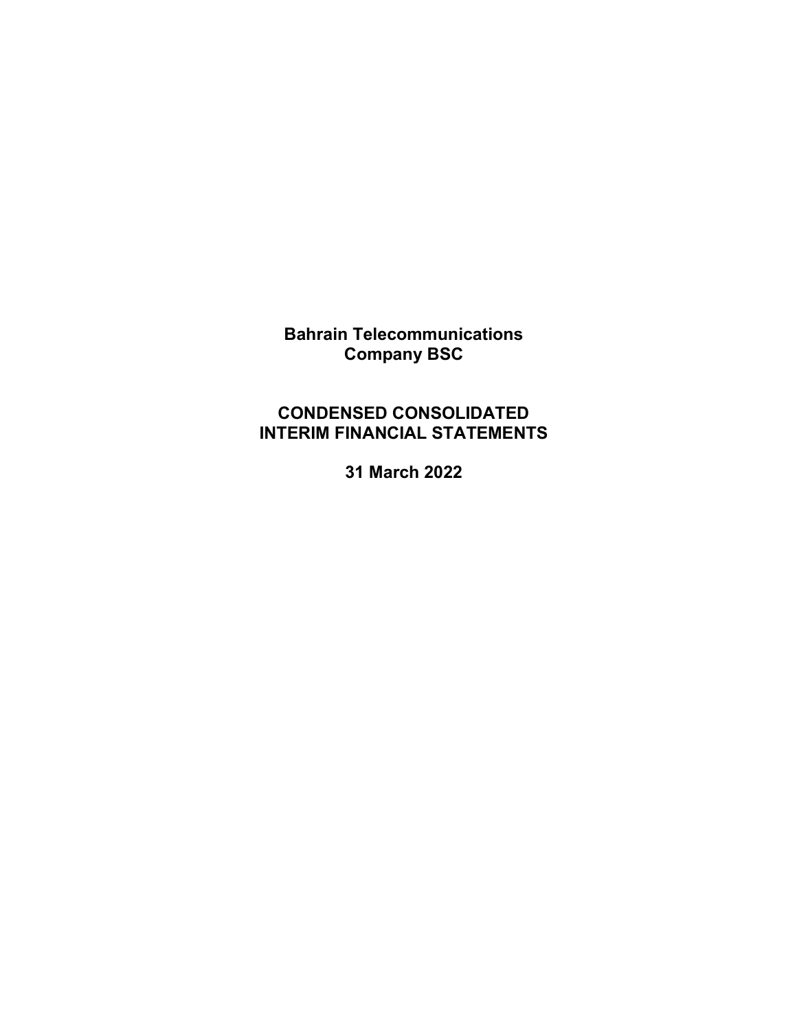# Bahrain Telecommunications Company BSC

## CONDENSED CONSOLIDATED INTERIM FINANCIAL STATEMENTS

## 31 March 2022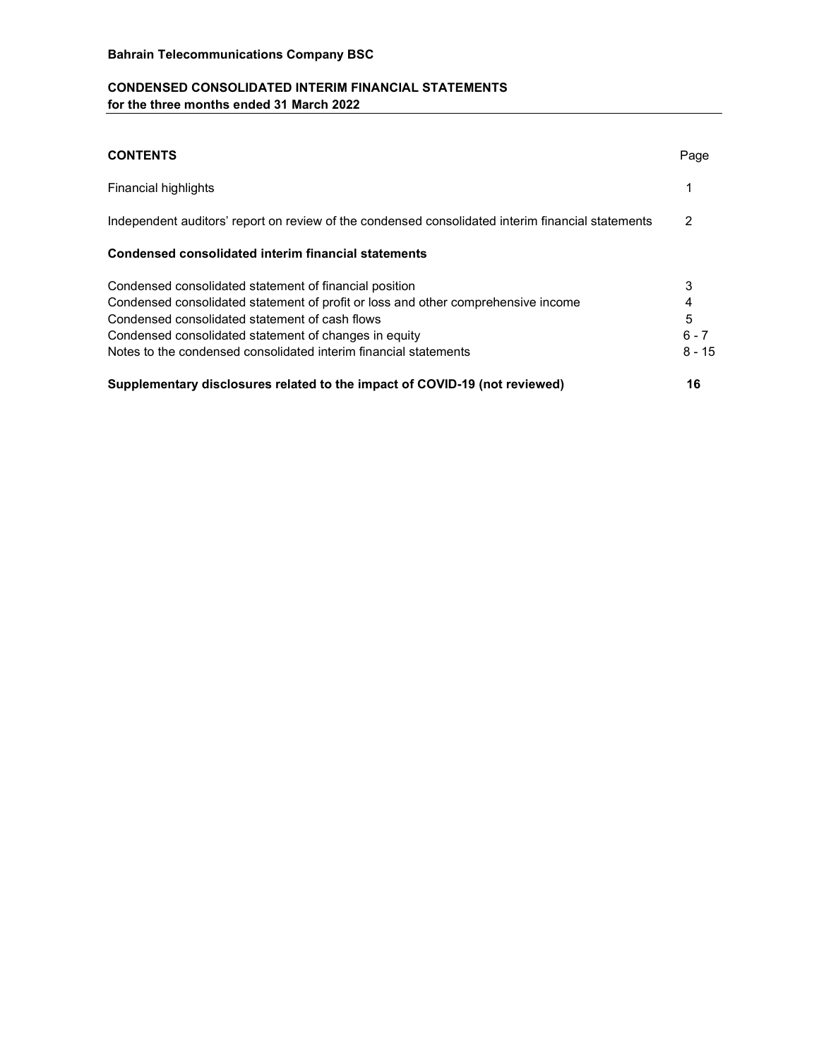**Bahrain Telecommunications Company BSC**

**CONDENSED CONSOLIDATED INTERIM FINANCIAL STATEMENTS**
**for the three months ended 31 March 2022**

| **CONTENTS** | Page |
|---|---|
| Financial highlights | 1 |
| Independent auditors' report on review of the condensed consolidated interim financial statements | 2 |
| **Condensed consolidated interim financial statements** | |
| Condensed consolidated statement of financial position | 3 |
| Condensed consolidated statement of profit or loss and other comprehensive income | 4 |
| Condensed consolidated statement of cash flows | 5 |
| Condensed consolidated statement of changes in equity | 6 - 7 |
| Notes to the condensed consolidated interim financial statements | 8 - 15 |
| **Supplementary disclosures related to the impact of COVID-19 (not reviewed)** | **16** |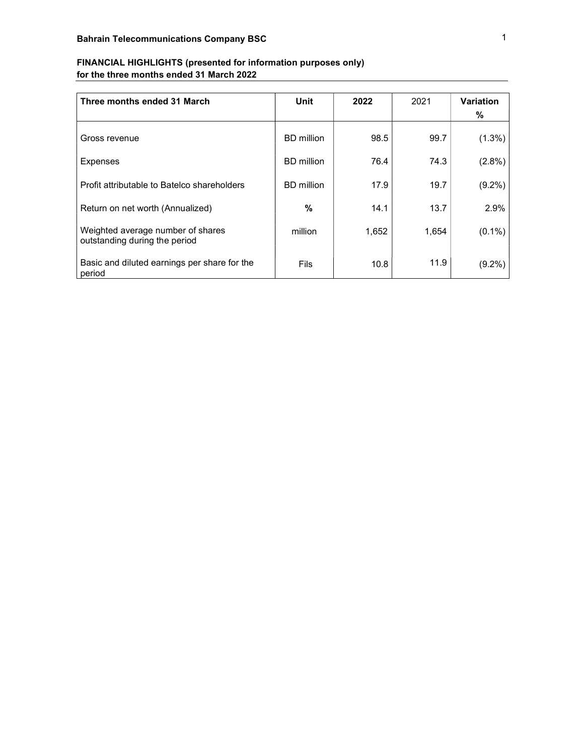**Bahrain Telecommunications Company BSC**

**FINANCIAL HIGHLIGHTS (presented for information purposes only)**
**for the three months ended 31 March 2022**

| **Three months ended 31 March** | **Unit** | **2022** | 2021 | **Variation %** |
|---|---|---|---|---|
| Gross revenue | BD million | 98.5 | 99.7 | (1.3%) |
| Expenses | BD million | 76.4 | 74.3 | (2.8%) |
| Profit attributable to Batelco shareholders | BD million | 17.9 | 19.7 | (9.2%) |
| Return on net worth (Annualized) | **%** | 14.1 | 13.7 | 2.9% |
| Weighted average number of shares outstanding during the period | million | 1,652 | 1,654 | (0.1%) |
| Basic and diluted earnings per share for the period | Fils | 10.8 | 11.9 | (9.2%) |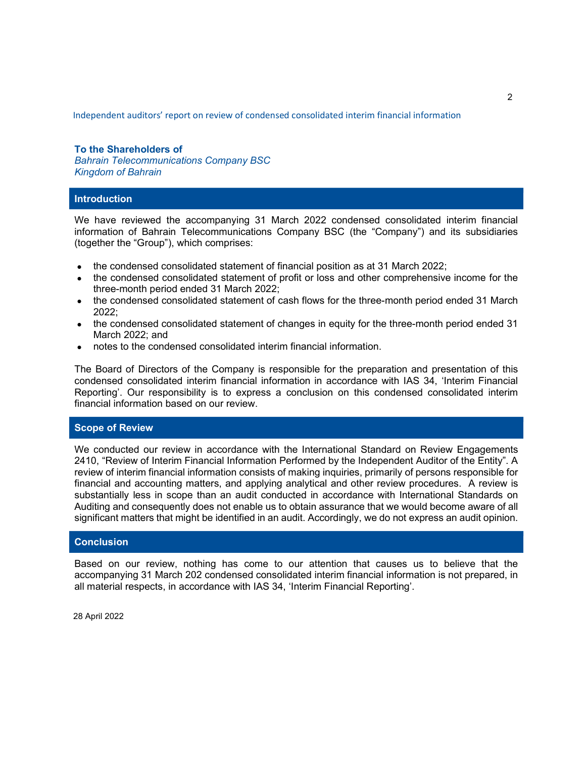Independent auditors' report on review of condensed consolidated interim financial information

**To the Shareholders of**
*Bahrain Telecommunications Company BSC*
*Kingdom of Bahrain*

## Introduction

We have reviewed the accompanying 31 March 2022 condensed consolidated interim financial information of Bahrain Telecommunications Company BSC (the "Company") and its subsidiaries (together the "Group"), which comprises:

- the condensed consolidated statement of financial position as at 31 March 2022;
- the condensed consolidated statement of profit or loss and other comprehensive income for the three-month period ended 31 March 2022;
- the condensed consolidated statement of cash flows for the three-month period ended 31 March 2022;
- the condensed consolidated statement of changes in equity for the three-month period ended 31 March 2022; and
- notes to the condensed consolidated interim financial information.

The Board of Directors of the Company is responsible for the preparation and presentation of this condensed consolidated interim financial information in accordance with IAS 34, 'Interim Financial Reporting'. Our responsibility is to express a conclusion on this condensed consolidated interim financial information based on our review.

## Scope of Review

We conducted our review in accordance with the International Standard on Review Engagements 2410, "Review of Interim Financial Information Performed by the Independent Auditor of the Entity". A review of interim financial information consists of making inquiries, primarily of persons responsible for financial and accounting matters, and applying analytical and other review procedures. A review is substantially less in scope than an audit conducted in accordance with International Standards on Auditing and consequently does not enable us to obtain assurance that we would become aware of all significant matters that might be identified in an audit. Accordingly, we do not express an audit opinion.

## Conclusion

Based on our review, nothing has come to our attention that causes us to believe that the accompanying 31 March 202 condensed consolidated interim financial information is not prepared, in all material respects, in accordance with IAS 34, 'Interim Financial Reporting'.

28 April 2022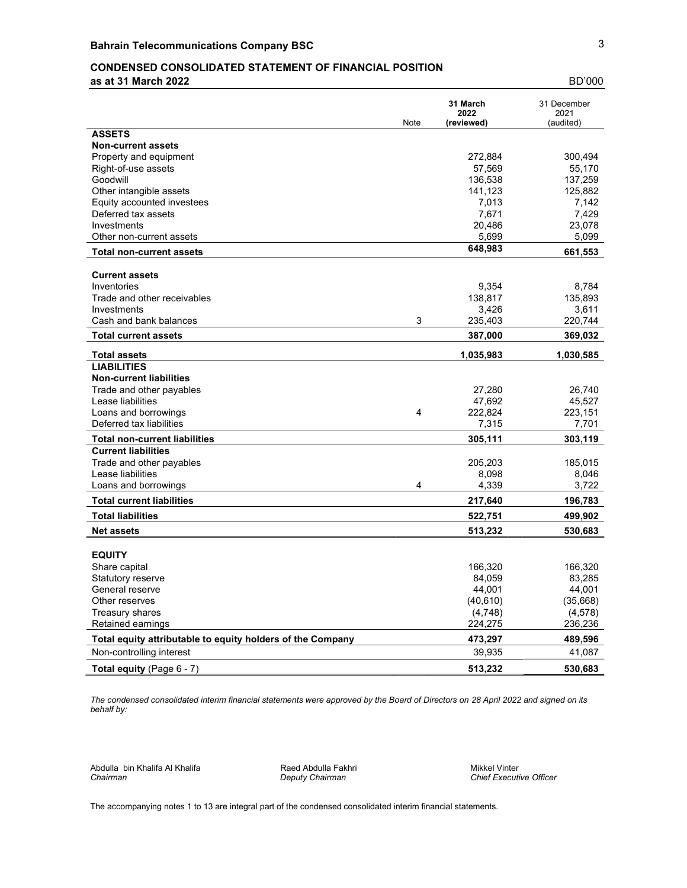**Bahrain Telecommunications Company BSC**

**CONDENSED CONSOLIDATED STATEMENT OF FINANCIAL POSITION**
**as at 31 March 2022**

BD'000

| | Note | 31 March 2022 (reviewed) | 31 December 2021 (audited) |
|---|---|---|---|
| **ASSETS** | | | |
| **Non-current assets** | | | |
| Property and equipment | | 272,884 | 300,494 |
| Right-of-use assets | | 57,569 | 55,170 |
| Goodwill | | 136,538 | 137,259 |
| Other intangible assets | | 141,123 | 125,882 |
| Equity accounted investees | | 7,013 | 7,142 |
| Deferred tax assets | | 7,671 | 7,429 |
| Investments | | 20,486 | 23,078 |
| Other non-current assets | | 5,699 | 5,099 |
| **Total non-current assets** | | **648,983** | **661,553** |
| **Current assets** | | | |
| Inventories | | 9,354 | 8,784 |
| Trade and other receivables | | 138,817 | 135,893 |
| Investments | | 3,426 | 3,611 |
| Cash and bank balances | 3 | 235,403 | 220,744 |
| **Total current assets** | | **387,000** | **369,032** |
| **Total assets** | | **1,035,983** | **1,030,585** |
| **LIABILITIES** | | | |
| **Non-current liabilities** | | | |
| Trade and other payables | | 27,280 | 26,740 |
| Lease liabilities | | 47,692 | 45,527 |
| Loans and borrowings | 4 | 222,824 | 223,151 |
| Deferred tax liabilities | | 7,315 | 7,701 |
| **Total non-current liabilities** | | **305,111** | **303,119** |
| **Current liabilities** | | | |
| Trade and other payables | | 205,203 | 185,015 |
| Lease liabilities | | 8,098 | 8,046 |
| Loans and borrowings | 4 | 4,339 | 3,722 |
| **Total current liabilities** | | **217,640** | **196,783** |
| **Total liabilities** | | **522,751** | **499,902** |
| **Net assets** | | **513,232** | **530,683** |
| **EQUITY** | | | |
| Share capital | | 166,320 | 166,320 |
| Statutory reserve | | 84,059 | 83,285 |
| General reserve | | 44,001 | 44,001 |
| Other reserves | | (40,610) | (35,668) |
| Treasury shares | | (4,748) | (4,578) |
| Retained earnings | | 224,275 | 236,236 |
| **Total equity attributable to equity holders of the Company** | | **473,297** | **489,596** |
| Non-controlling interest | | 39,935 | 41,087 |
| **Total equity** (Page 6 - 7) | | **513,232** | **530,683** |

*The condensed consolidated interim financial statements were approved by the Board of Directors on 28 April 2022 and signed on its behalf by:*

Abdulla bin Khalifa Al Khalifa
*Chairman*

Raed Abdulla Fakhri
*Deputy Chairman*

Mikkel Vinter
*Chief Executive Officer*

The accompanying notes 1 to 13 are integral part of the condensed consolidated interim financial statements.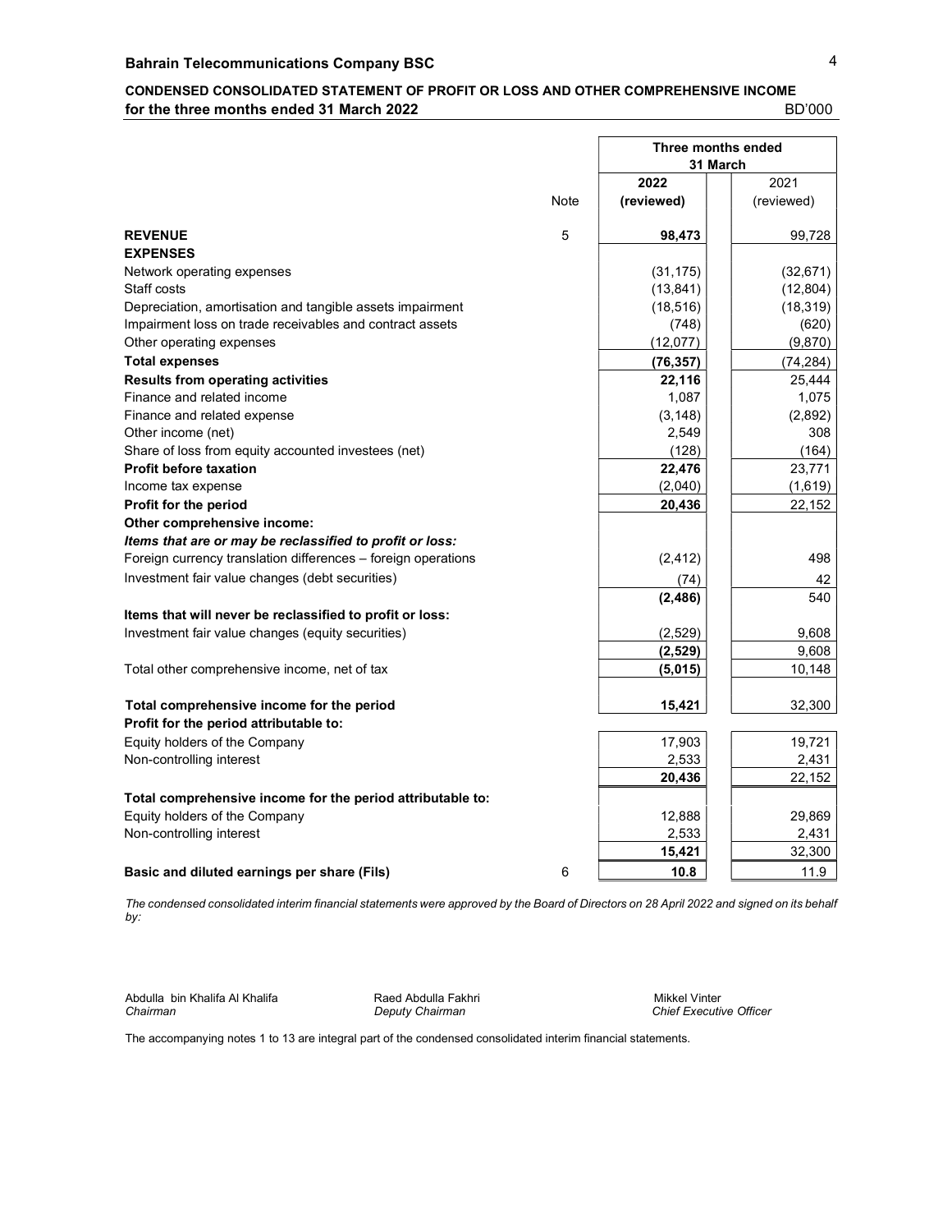**Bahrain Telecommunications Company BSC**

**CONDENSED CONSOLIDATED STATEMENT OF PROFIT OR LOSS AND OTHER COMPREHENSIVE INCOME**
**for the three months ended 31 March 2022** BD'000

| | Note | **Three months ended 31 March** | |
|---|---|---|---|
| | | **2022** | 2021 |
| | | **(reviewed)** | (reviewed) |
| **REVENUE** | 5 | **98,473** | 99,728 |
| **EXPENSES** | | | |
| Network operating expenses | | (31,175) | (32,671) |
| Staff costs | | (13,841) | (12,804) |
| Depreciation, amortisation and tangible assets impairment | | (18,516) | (18,319) |
| Impairment loss on trade receivables and contract assets | | (748) | (620) |
| Other operating expenses | | (12,077) | (9,870) |
| **Total expenses** | | **(76,357)** | (74,284) |
| **Results from operating activities** | | **22,116** | 25,444 |
| Finance and related income | | 1,087 | 1,075 |
| Finance and related expense | | (3,148) | (2,892) |
| Other income (net) | | 2,549 | 308 |
| Share of loss from equity accounted investees (net) | | (128) | (164) |
| **Profit before taxation** | | **22,476** | 23,771 |
| Income tax expense | | (2,040) | (1,619) |
| **Profit for the period** | | **20,436** | 22,152 |
| **Other comprehensive income:** | | | |
| ***Items that are or may be reclassified to profit or loss:*** | | | |
| Foreign currency translation differences – foreign operations | | (2,412) | 498 |
| Investment fair value changes (debt securities) | | (74) | 42 |
| | | **(2,486)** | 540 |
| **Items that will never be reclassified to profit or loss:** | | | |
| Investment fair value changes (equity securities) | | (2,529) | 9,608 |
| | | **(2,529)** | 9,608 |
| Total other comprehensive income, net of tax | | **(5,015)** | 10,148 |
| **Total comprehensive income for the period** | | **15,421** | 32,300 |
| **Profit for the period attributable to:** | | | |
| Equity holders of the Company | | 17,903 | 19,721 |
| Non-controlling interest | | 2,533 | 2,431 |
| | | **20,436** | 22,152 |
| **Total comprehensive income for the period attributable to:** | | | |
| Equity holders of the Company | | 12,888 | 29,869 |
| Non-controlling interest | | 2,533 | 2,431 |
| | | **15,421** | 32,300 |
| **Basic and diluted earnings per share (Fils)** | 6 | **10.8** | 11.9 |

*The condensed consolidated interim financial statements were approved by the Board of Directors on 28 April 2022 and signed on its behalf by:*

Abdulla bin Khalifa Al Khalifa
*Chairman*

Raed Abdulla Fakhri
*Deputy Chairman*

Mikkel Vinter
*Chief Executive Officer*

The accompanying notes 1 to 13 are integral part of the condensed consolidated interim financial statements.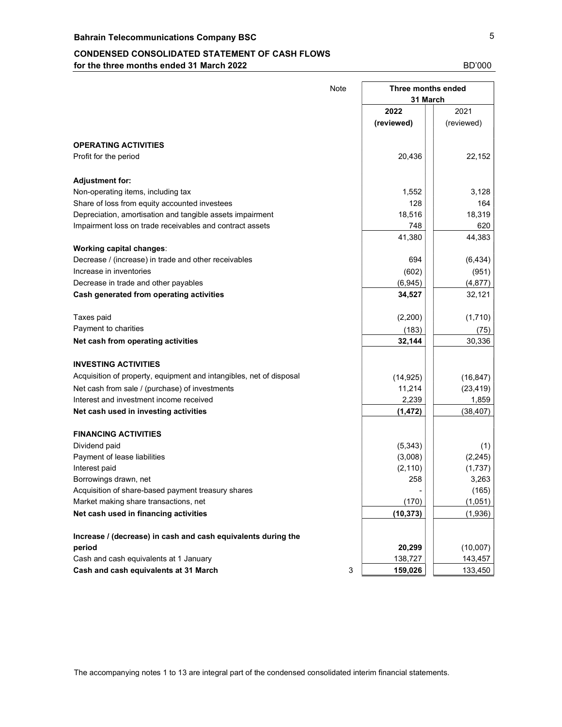**Bahrain Telecommunications Company BSC**

**CONDENSED CONSOLIDATED STATEMENT OF CASH FLOWS**
**for the three months ended 31 March 2022**

BD'000

| | Note | Three months ended 31 March | |
|---|---|---|---|
| | | **2022** | 2021 |
| | | **(reviewed)** | (reviewed) |
| **OPERATING ACTIVITIES** | | | |
| Profit for the period | | 20,436 | 22,152 |
| **Adjustment for:** | | | |
| Non-operating items, including tax | | 1,552 | 3,128 |
| Share of loss from equity accounted investees | | 128 | 164 |
| Depreciation, amortisation and tangible assets impairment | | 18,516 | 18,319 |
| Impairment loss on trade receivables and contract assets | | 748 | 620 |
| | | 41,380 | 44,383 |
| **Working capital changes**: | | | |
| Decrease / (increase) in trade and other receivables | | 694 | (6,434) |
| Increase in inventories | | (602) | (951) |
| Decrease in trade and other payables | | (6,945) | (4,877) |
| **Cash generated from operating activities** | | **34,527** | 32,121 |
| Taxes paid | | (2,200) | (1,710) |
| Payment to charities | | (183) | (75) |
| **Net cash from operating activities** | | **32,144** | 30,336 |
| **INVESTING ACTIVITIES** | | | |
| Acquisition of property, equipment and intangibles, net of disposal | | (14,925) | (16,847) |
| Net cash from sale / (purchase) of investments | | 11,214 | (23,419) |
| Interest and investment income received | | 2,239 | 1,859 |
| **Net cash used in investing activities** | | **(1,472)** | (38,407) |
| **FINANCING ACTIVITIES** | | | |
| Dividend paid | | (5,343) | (1) |
| Payment of lease liabilities | | (3,008) | (2,245) |
| Interest paid | | (2,110) | (1,737) |
| Borrowings drawn, net | | 258 | 3,263 |
| Acquisition of share-based payment treasury shares | | - | (165) |
| Market making share transactions, net | | (170) | (1,051) |
| **Net cash used in financing activities** | | **(10,373)** | (1,936) |
| **Increase / (decrease) in cash and cash equivalents during the period** | | **20,299** | (10,007) |
| Cash and cash equivalents at 1 January | | 138,727 | 143,457 |
| **Cash and cash equivalents at 31 March** | 3 | **159,026** | 133,450 |

The accompanying notes 1 to 13 are integral part of the condensed consolidated interim financial statements.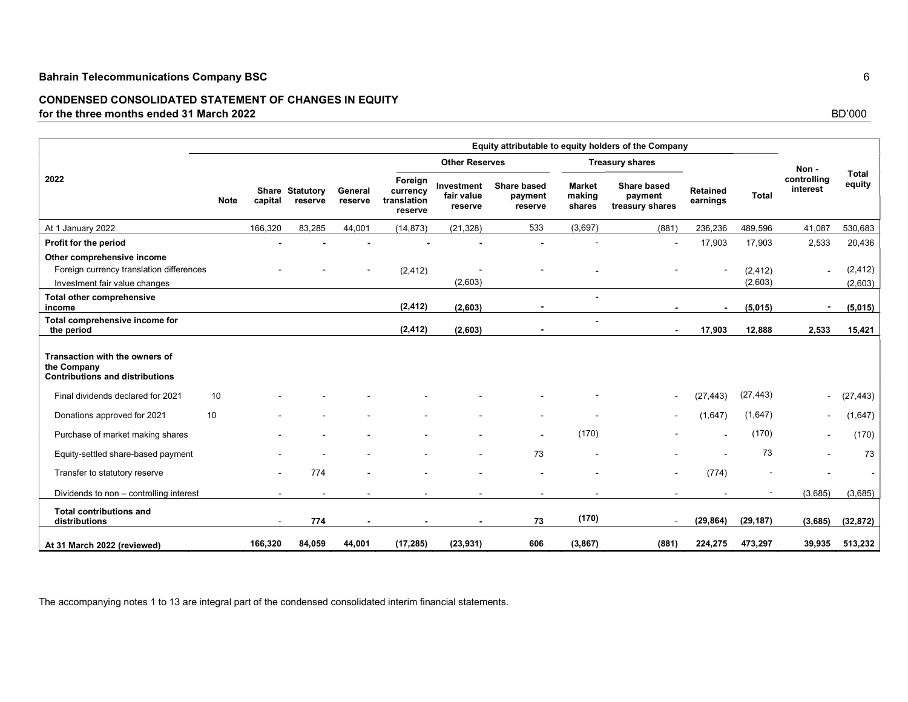## Bahrain Telecommunications Company BSC

### CONDENSED CONSOLIDATED STATEMENT OF CHANGES IN EQUITY
**for the three months ended 31 March 2022**

BD'000

| | | Equity attributable to equity holders of the Company | | | | | | | | | | | | |
|---|---|---|---|---|---|---|---|---|---|---|---|---|---|---|
| | | | | | Other Reserves | | | Treasury shares | | | | | | |
| **2022** | **Note** | **Share capital** | **Statutory reserve** | **General reserve** | **Foreign currency translation reserve** | **Investment fair value reserve** | **Share based payment reserve** | **Market making shares** | **Share based payment treasury shares** | **Retained earnings** | **Total** | **Non - controlling interest** | **Total equity** |
| At 1 January 2022 | | 166,320 | 83,285 | 44,001 | (14,873) | (21,328) | 533 | (3,697) | (881) | 236,236 | 489,596 | 41,087 | 530,683 |
| **Profit for the period** | | - | - | - | - | - | - | - | - | 17,903 | 17,903 | 2,533 | 20,436 |
| **Other comprehensive income** | | | | | | | | | | | | | |
| Foreign currency translation differences | | - | - | - | (2,412) | - | - | - | - | - | (2,412) | - | (2,412) |
| Investment fair value changes | | | | | | (2,603) | | | | | (2,603) | | (2,603) |
| **Total other comprehensive income** | | | | | **(2,412)** | **(2,603)** | - | - | - | - | **(5,015)** | - | **(5,015)** |
| **Total comprehensive income for the period** | | | | | **(2,412)** | **(2,603)** | - | - | - | **17,903** | **12,888** | **2,533** | **15,421** |
| **Transaction with the owners of the Company** | | | | | | | | | | | | | |
| **Contributions and distributions** | | | | | | | | | | | | | |
| Final dividends declared for 2021 | 10 | - | - | - | - | - | - | - | - | (27,443) | (27,443) | - | (27,443) |
| Donations approved for 2021 | 10 | - | - | - | - | - | - | - | - | (1,647) | (1,647) | - | (1,647) |
| Purchase of market making shares | | - | - | - | - | - | - | (170) | - | - | (170) | - | (170) |
| Equity-settled share-based payment | | - | - | - | - | - | 73 | - | - | - | 73 | - | 73 |
| Transfer to statutory reserve | | - | 774 | - | - | - | - | - | - | (774) | - | - | - |
| Dividends to non – controlling interest | | - | - | - | - | - | - | - | - | - | - | (3,685) | (3,685) |
| **Total contributions and distributions** | | - | **774** | - | - | - | **73** | **(170)** | - | **(29,864)** | **(29,187)** | **(3,685)** | **(32,872)** |
| **At 31 March 2022 (reviewed)** | | **166,320** | **84,059** | **44,001** | **(17,285)** | **(23,931)** | **606** | **(3,867)** | **(881)** | **224,275** | **473,297** | **39,935** | **513,232** |

The accompanying notes 1 to 13 are integral part of the condensed consolidated interim financial statements.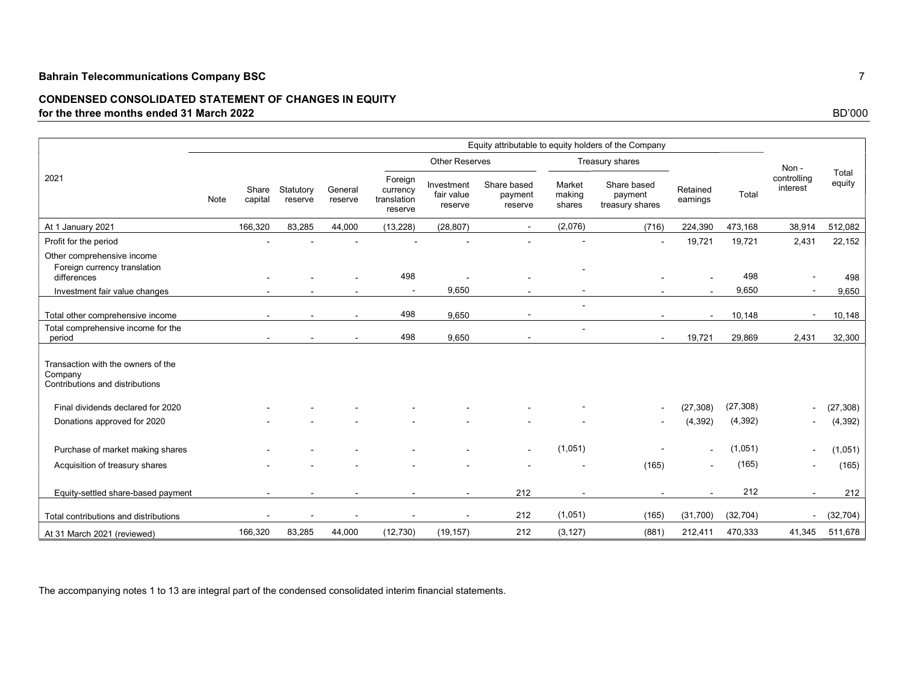**Bahrain Telecommunications Company BSC**

**CONDENSED CONSOLIDATED STATEMENT OF CHANGES IN EQUITY**
**for the three months ended 31 March 2022**

BD'000

| 2021 | Note | Equity attributable to equity holders of the Company | | | | | | | | | | Non - controlling interest | Total equity |
|---|---|---|---|---|---|---|---|---|---|---|---|---|---|
| | | | | | Other Reserves | | | Treasury shares | | | | | |
| | | Share capital | Statutory reserve | General reserve | Foreign currency translation reserve | Investment fair value reserve | Share based payment reserve | Market making shares | Share based payment treasury shares | Retained earnings | Total | | |
| At 1 January 2021 | | 166,320 | 83,285 | 44,000 | (13,228) | (28,807) | - | (2,076) | (716) | 224,390 | 473,168 | 38,914 | 512,082 |
| Profit for the period | | - | - | - | - | - | - | - | - | 19,721 | 19,721 | 2,431 | 22,152 |
| Other comprehensive income | | | | | | | | | | | | | |
| Foreign currency translation differences | | - | - | - | 498 | - | - | - | - | - | 498 | - | 498 |
| Investment fair value changes | | - | - | - | - | 9,650 | - | - | - | - | 9,650 | - | 9,650 |
| Total other comprehensive income | | - | - | - | 498 | 9,650 | - | - | - | - | 10,148 | - | 10,148 |
| Total comprehensive income for the period | | - | - | - | 498 | 9,650 | - | - | - | 19,721 | 29,869 | 2,431 | 32,300 |
| Transaction with the owners of the Company<br>Contributions and distributions | | | | | | | | | | | | | |
| Final dividends declared for 2020 | | - | - | - | - | - | - | - | - | (27,308) | (27,308) | - | (27,308) |
| Donations approved for 2020 | | - | - | - | - | - | - | - | - | (4,392) | (4,392) | - | (4,392) |
| Purchase of market making shares | | - | - | - | - | - | - | (1,051) | - | - | (1,051) | - | (1,051) |
| Acquisition of treasury shares | | - | - | - | - | - | - | - | (165) | - | (165) | - | (165) |
| Equity-settled share-based payment | | - | - | - | - | - | 212 | - | - | - | 212 | - | 212 |
| Total contributions and distributions | | - | - | - | - | - | 212 | (1,051) | (165) | (31,700) | (32,704) | - | (32,704) |
| At 31 March 2021 (reviewed) | | 166,320 | 83,285 | 44,000 | (12,730) | (19,157) | 212 | (3,127) | (881) | 212,411 | 470,333 | 41,345 | 511,678 |

The accompanying notes 1 to 13 are integral part of the condensed consolidated interim financial statements.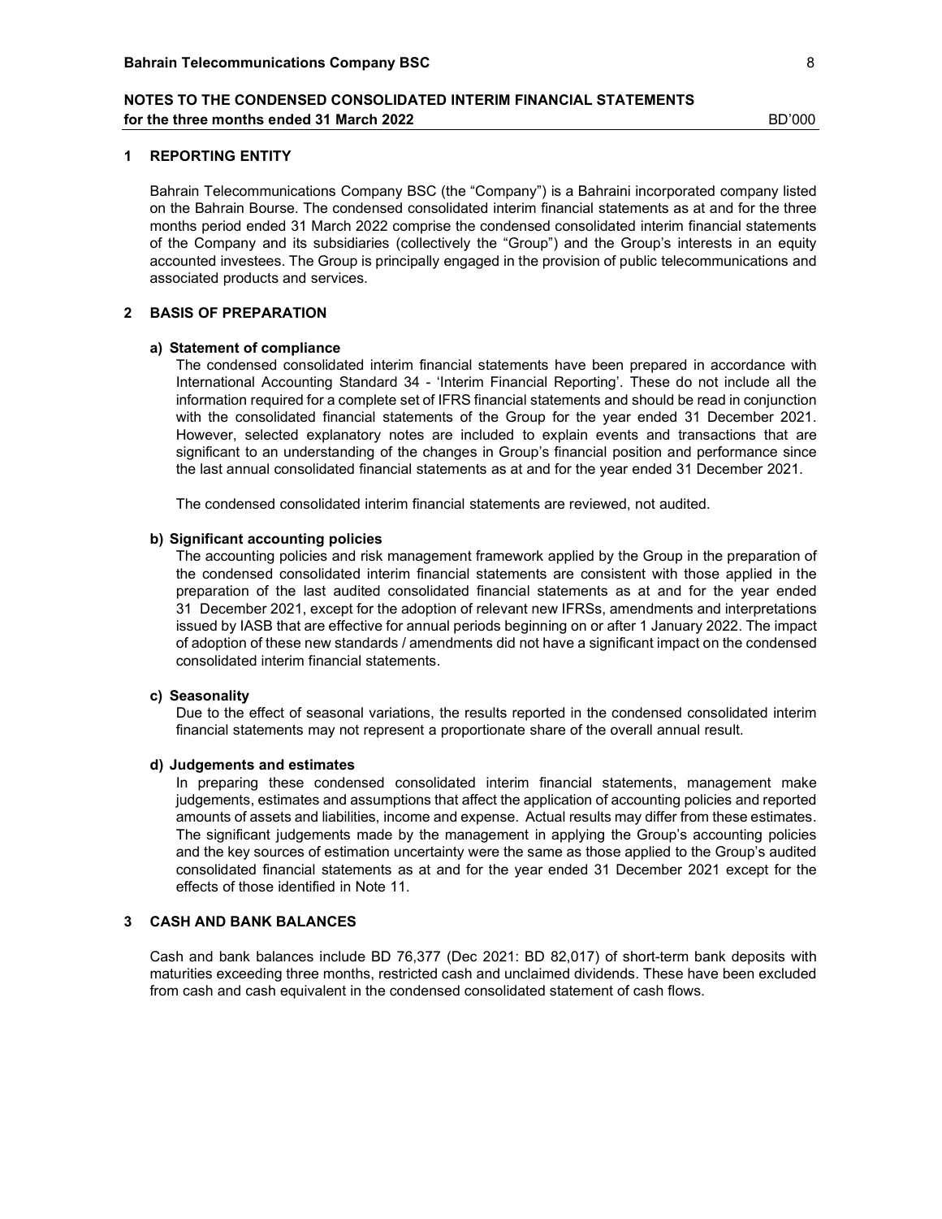## NOTES TO THE CONDENSED CONSOLIDATED INTERIM FINANCIAL STATEMENTS
**for the three months ended 31 March 2022** BD'000

### 1 REPORTING ENTITY

Bahrain Telecommunications Company BSC (the "Company") is a Bahraini incorporated company listed on the Bahrain Bourse. The condensed consolidated interim financial statements as at and for the three months period ended 31 March 2022 comprise the condensed consolidated interim financial statements of the Company and its subsidiaries (collectively the "Group") and the Group's interests in an equity accounted investees. The Group is principally engaged in the provision of public telecommunications and associated products and services.

### 2 BASIS OF PREPARATION

#### a) Statement of compliance

The condensed consolidated interim financial statements have been prepared in accordance with International Accounting Standard 34 - 'Interim Financial Reporting'. These do not include all the information required for a complete set of IFRS financial statements and should be read in conjunction with the consolidated financial statements of the Group for the year ended 31 December 2021. However, selected explanatory notes are included to explain events and transactions that are significant to an understanding of the changes in Group's financial position and performance since the last annual consolidated financial statements as at and for the year ended 31 December 2021.

The condensed consolidated interim financial statements are reviewed, not audited.

#### b) Significant accounting policies

The accounting policies and risk management framework applied by the Group in the preparation of the condensed consolidated interim financial statements are consistent with those applied in the preparation of the last audited consolidated financial statements as at and for the year ended 31 December 2021, except for the adoption of relevant new IFRSs, amendments and interpretations issued by IASB that are effective for annual periods beginning on or after 1 January 2022. The impact of adoption of these new standards / amendments did not have a significant impact on the condensed consolidated interim financial statements.

#### c) Seasonality

Due to the effect of seasonal variations, the results reported in the condensed consolidated interim financial statements may not represent a proportionate share of the overall annual result.

#### d) Judgements and estimates

In preparing these condensed consolidated interim financial statements, management make judgements, estimates and assumptions that affect the application of accounting policies and reported amounts of assets and liabilities, income and expense. Actual results may differ from these estimates. The significant judgements made by the management in applying the Group's accounting policies and the key sources of estimation uncertainty were the same as those applied to the Group's audited consolidated financial statements as at and for the year ended 31 December 2021 except for the effects of those identified in Note 11.

### 3 CASH AND BANK BALANCES

Cash and bank balances include BD 76,377 (Dec 2021: BD 82,017) of short-term bank deposits with maturities exceeding three months, restricted cash and unclaimed dividends. These have been excluded from cash and cash equivalent in the condensed consolidated statement of cash flows.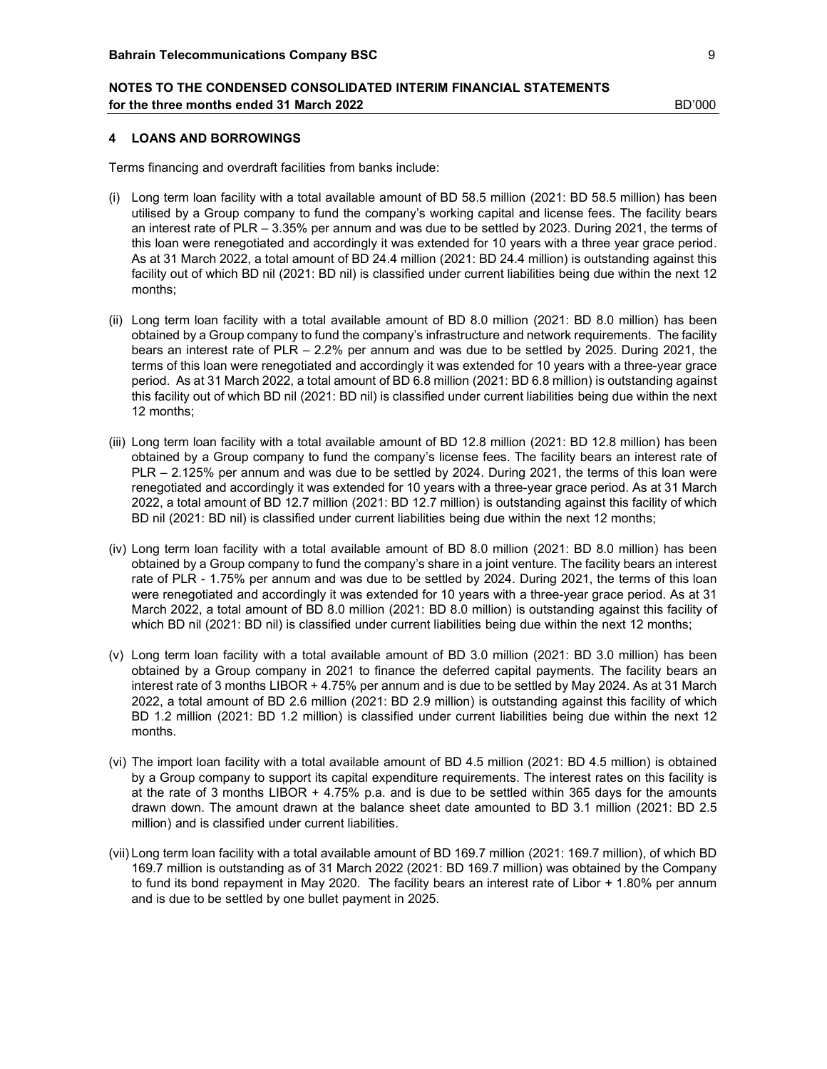## 4 LOANS AND BORROWINGS

Terms financing and overdraft facilities from banks include:

(i) Long term loan facility with a total available amount of BD 58.5 million (2021: BD 58.5 million) has been utilised by a Group company to fund the company's working capital and license fees. The facility bears an interest rate of PLR – 3.35% per annum and was due to be settled by 2023. During 2021, the terms of this loan were renegotiated and accordingly it was extended for 10 years with a three year grace period. As at 31 March 2022, a total amount of BD 24.4 million (2021: BD 24.4 million) is outstanding against this facility out of which BD nil (2021: BD nil) is classified under current liabilities being due within the next 12 months;

(ii) Long term loan facility with a total available amount of BD 8.0 million (2021: BD 8.0 million) has been obtained by a Group company to fund the company's infrastructure and network requirements. The facility bears an interest rate of PLR – 2.2% per annum and was due to be settled by 2025. During 2021, the terms of this loan were renegotiated and accordingly it was extended for 10 years with a three-year grace period. As at 31 March 2022, a total amount of BD 6.8 million (2021: BD 6.8 million) is outstanding against this facility out of which BD nil (2021: BD nil) is classified under current liabilities being due within the next 12 months;

(iii) Long term loan facility with a total available amount of BD 12.8 million (2021: BD 12.8 million) has been obtained by a Group company to fund the company's license fees. The facility bears an interest rate of PLR – 2.125% per annum and was due to be settled by 2024. During 2021, the terms of this loan were renegotiated and accordingly it was extended for 10 years with a three-year grace period. As at 31 March 2022, a total amount of BD 12.7 million (2021: BD 12.7 million) is outstanding against this facility of which BD nil (2021: BD nil) is classified under current liabilities being due within the next 12 months;

(iv) Long term loan facility with a total available amount of BD 8.0 million (2021: BD 8.0 million) has been obtained by a Group company to fund the company's share in a joint venture. The facility bears an interest rate of PLR - 1.75% per annum and was due to be settled by 2024. During 2021, the terms of this loan were renegotiated and accordingly it was extended for 10 years with a three-year grace period. As at 31 March 2022, a total amount of BD 8.0 million (2021: BD 8.0 million) is outstanding against this facility of which BD nil (2021: BD nil) is classified under current liabilities being due within the next 12 months;

(v) Long term loan facility with a total available amount of BD 3.0 million (2021: BD 3.0 million) has been obtained by a Group company in 2021 to finance the deferred capital payments. The facility bears an interest rate of 3 months LIBOR + 4.75% per annum and is due to be settled by May 2024. As at 31 March 2022, a total amount of BD 2.6 million (2021: BD 2.9 million) is outstanding against this facility of which BD 1.2 million (2021: BD 1.2 million) is classified under current liabilities being due within the next 12 months.

(vi) The import loan facility with a total available amount of BD 4.5 million (2021: BD 4.5 million) is obtained by a Group company to support its capital expenditure requirements. The interest rates on this facility is at the rate of 3 months LIBOR + 4.75% p.a. and is due to be settled within 365 days for the amounts drawn down. The amount drawn at the balance sheet date amounted to BD 3.1 million (2021: BD 2.5 million) and is classified under current liabilities.

(vii) Long term loan facility with a total available amount of BD 169.7 million (2021: 169.7 million), of which BD 169.7 million is outstanding as of 31 March 2022 (2021: BD 169.7 million) was obtained by the Company to fund its bond repayment in May 2020. The facility bears an interest rate of Libor + 1.80% per annum and is due to be settled by one bullet payment in 2025.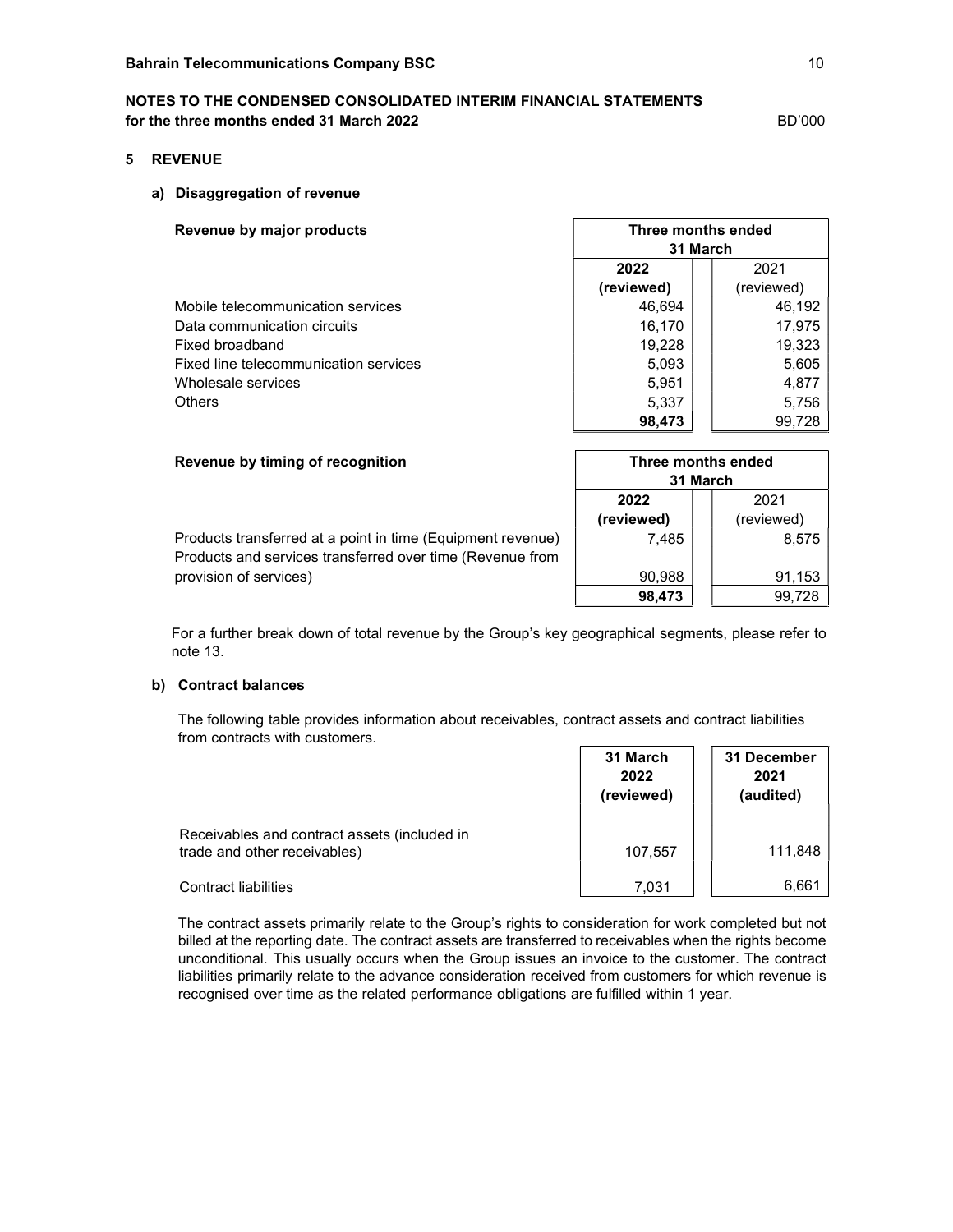## NOTES TO THE CONDENSED CONSOLIDATED INTERIM FINANCIAL STATEMENTS
**for the three months ended 31 March 2022** BD'000

### 5 REVENUE

#### a) Disaggregation of revenue

| Revenue by major products | Three months ended 31 March | |
|---|---|---|
| | **2022 (reviewed)** | 2021 (reviewed) |
| Mobile telecommunication services | 46,694 | 46,192 |
| Data communication circuits | 16,170 | 17,975 |
| Fixed broadband | 19,228 | 19,323 |
| Fixed line telecommunication services | 5,093 | 5,605 |
| Wholesale services | 5,951 | 4,877 |
| Others | 5,337 | 5,756 |
| | **98,473** | 99,728 |

| Revenue by timing of recognition | Three months ended 31 March | |
|---|---|---|
| | **2022 (reviewed)** | 2021 (reviewed) |
| Products transferred at a point in time (Equipment revenue) | 7,485 | 8,575 |
| Products and services transferred over time (Revenue from provision of services) | 90,988 | 91,153 |
| | **98,473** | 99,728 |

For a further break down of total revenue by the Group's key geographical segments, please refer to note 13.

#### b) Contract balances

The following table provides information about receivables, contract assets and contract liabilities from contracts with customers.

| | **31 March 2022 (reviewed)** | **31 December 2021 (audited)** |
|---|---|---|
| Receivables and contract assets (included in trade and other receivables) | 107,557 | 111,848 |
| Contract liabilities | 7,031 | 6,661 |

The contract assets primarily relate to the Group's rights to consideration for work completed but not billed at the reporting date. The contract assets are transferred to receivables when the rights become unconditional. This usually occurs when the Group issues an invoice to the customer. The contract liabilities primarily relate to the advance consideration received from customers for which revenue is recognised over time as the related performance obligations are fulfilled within 1 year.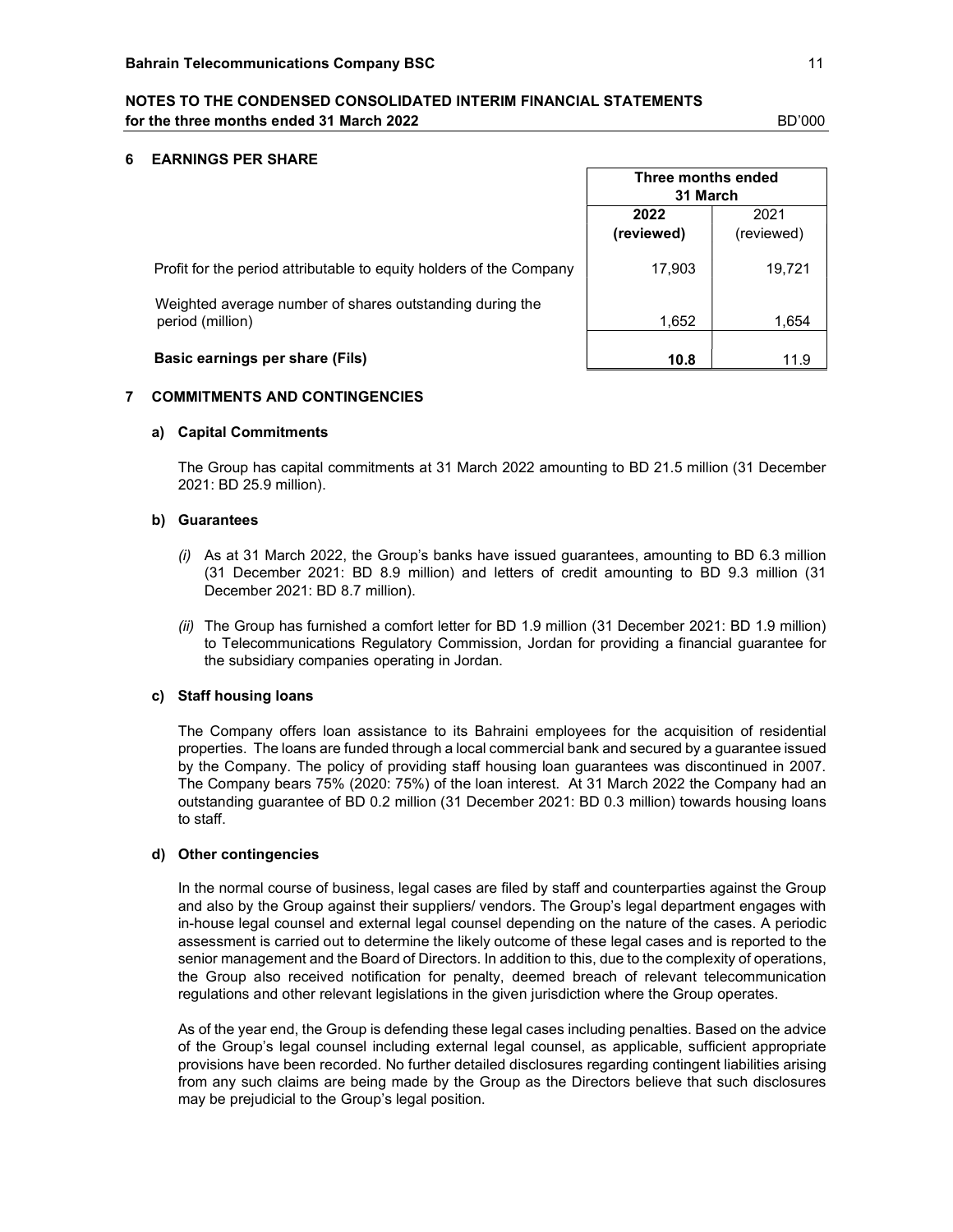NOTES TO THE CONDENSED CONSOLIDATED INTERIM FINANCIAL STATEMENTS
for the three months ended 31 March 2022 BD'000

## 6 EARNINGS PER SHARE

| | Three months ended 31 March | |
|---|---|---|
| | **2022 (reviewed)** | 2021 (reviewed) |
| Profit for the period attributable to equity holders of the Company | 17,903 | 19,721 |
| Weighted average number of shares outstanding during the period (million) | 1,652 | 1,654 |
| **Basic earnings per share (Fils)** | **10.8** | 11.9 |

## 7 COMMITMENTS AND CONTINGENCIES

### a) Capital Commitments

The Group has capital commitments at 31 March 2022 amounting to BD 21.5 million (31 December 2021: BD 25.9 million).

### b) Guarantees

*(i)* As at 31 March 2022, the Group's banks have issued guarantees, amounting to BD 6.3 million (31 December 2021: BD 8.9 million) and letters of credit amounting to BD 9.3 million (31 December 2021: BD 8.7 million).

*(ii)* The Group has furnished a comfort letter for BD 1.9 million (31 December 2021: BD 1.9 million) to Telecommunications Regulatory Commission, Jordan for providing a financial guarantee for the subsidiary companies operating in Jordan.

### c) Staff housing loans

The Company offers loan assistance to its Bahraini employees for the acquisition of residential properties. The loans are funded through a local commercial bank and secured by a guarantee issued by the Company. The policy of providing staff housing loan guarantees was discontinued in 2007. The Company bears 75% (2020: 75%) of the loan interest. At 31 March 2022 the Company had an outstanding guarantee of BD 0.2 million (31 December 2021: BD 0.3 million) towards housing loans to staff.

### d) Other contingencies

In the normal course of business, legal cases are filed by staff and counterparties against the Group and also by the Group against their suppliers/ vendors. The Group's legal department engages with in-house legal counsel and external legal counsel depending on the nature of the cases. A periodic assessment is carried out to determine the likely outcome of these legal cases and is reported to the senior management and the Board of Directors. In addition to this, due to the complexity of operations, the Group also received notification for penalty, deemed breach of relevant telecommunication regulations and other relevant legislations in the given jurisdiction where the Group operates.

As of the year end, the Group is defending these legal cases including penalties. Based on the advice of the Group's legal counsel including external legal counsel, as applicable, sufficient appropriate provisions have been recorded. No further detailed disclosures regarding contingent liabilities arising from any such claims are being made by the Group as the Directors believe that such disclosures may be prejudicial to the Group's legal position.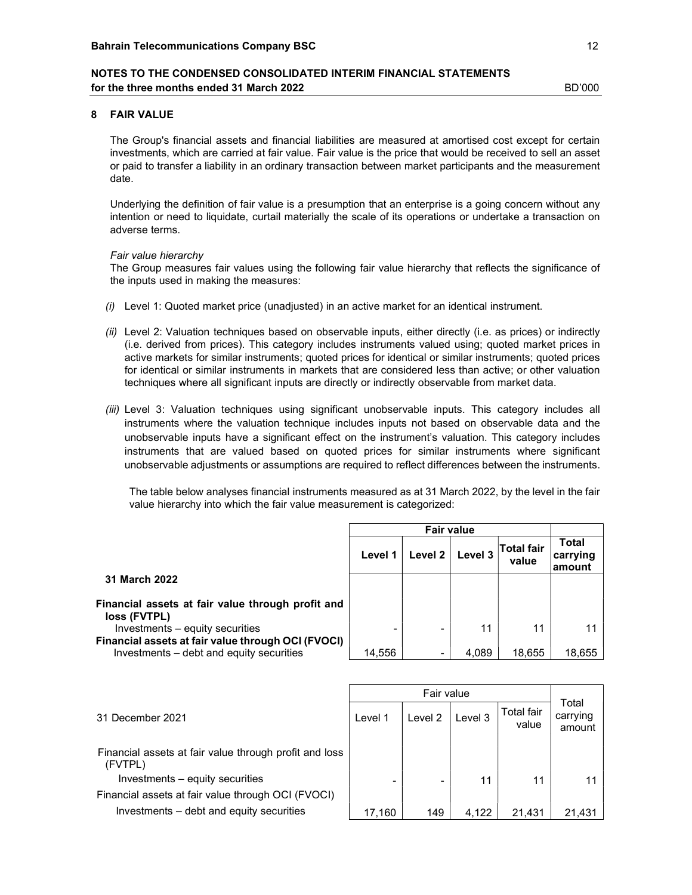## 8 FAIR VALUE

The Group's financial assets and financial liabilities are measured at amortised cost except for certain investments, which are carried at fair value. Fair value is the price that would be received to sell an asset or paid to transfer a liability in an ordinary transaction between market participants and the measurement date.

Underlying the definition of fair value is a presumption that an enterprise is a going concern without any intention or need to liquidate, curtail materially the scale of its operations or undertake a transaction on adverse terms.

*Fair value hierarchy*

The Group measures fair values using the following fair value hierarchy that reflects the significance of the inputs used in making the measures:

*(i)* Level 1: Quoted market price (unadjusted) in an active market for an identical instrument.

*(ii)* Level 2: Valuation techniques based on observable inputs, either directly (i.e. as prices) or indirectly (i.e. derived from prices). This category includes instruments valued using; quoted market prices in active markets for similar instruments; quoted prices for identical or similar instruments; quoted prices for identical or similar instruments in markets that are considered less than active; or other valuation techniques where all significant inputs are directly or indirectly observable from market data.

*(iii)* Level 3: Valuation techniques using significant unobservable inputs. This category includes all instruments where the valuation technique includes inputs not based on observable data and the unobservable inputs have a significant effect on the instrument's valuation. This category includes instruments that are valued based on quoted prices for similar instruments where significant unobservable adjustments or assumptions are required to reflect differences between the instruments.

The table below analyses financial instruments measured as at 31 March 2022, by the level in the fair value hierarchy into which the fair value measurement is categorized:

| | **Fair value** | | | | |
|---|---|---|---|---|---|
| **31 March 2022** | **Level 1** | **Level 2** | **Level 3** | **Total fair value** | **Total carrying amount** |
| **Financial assets at fair value through profit and loss (FVTPL)** | | | | | |
| Investments – equity securities | - | - | 11 | 11 | 11 |
| **Financial assets at fair value through OCI (FVOCI)** | | | | | |
| Investments – debt and equity securities | 14,556 | - | 4,089 | 18,655 | 18,655 |

| | Fair value | | | | |
|---|---|---|---|---|---|
| 31 December 2021 | Level 1 | Level 2 | Level 3 | Total fair value | Total carrying amount |
| Financial assets at fair value through profit and loss (FVTPL) | | | | | |
| Investments – equity securities | - | - | 11 | 11 | 11 |
| Financial assets at fair value through OCI (FVOCI) | | | | | |
| Investments – debt and equity securities | 17,160 | 149 | 4,122 | 21,431 | 21,431 |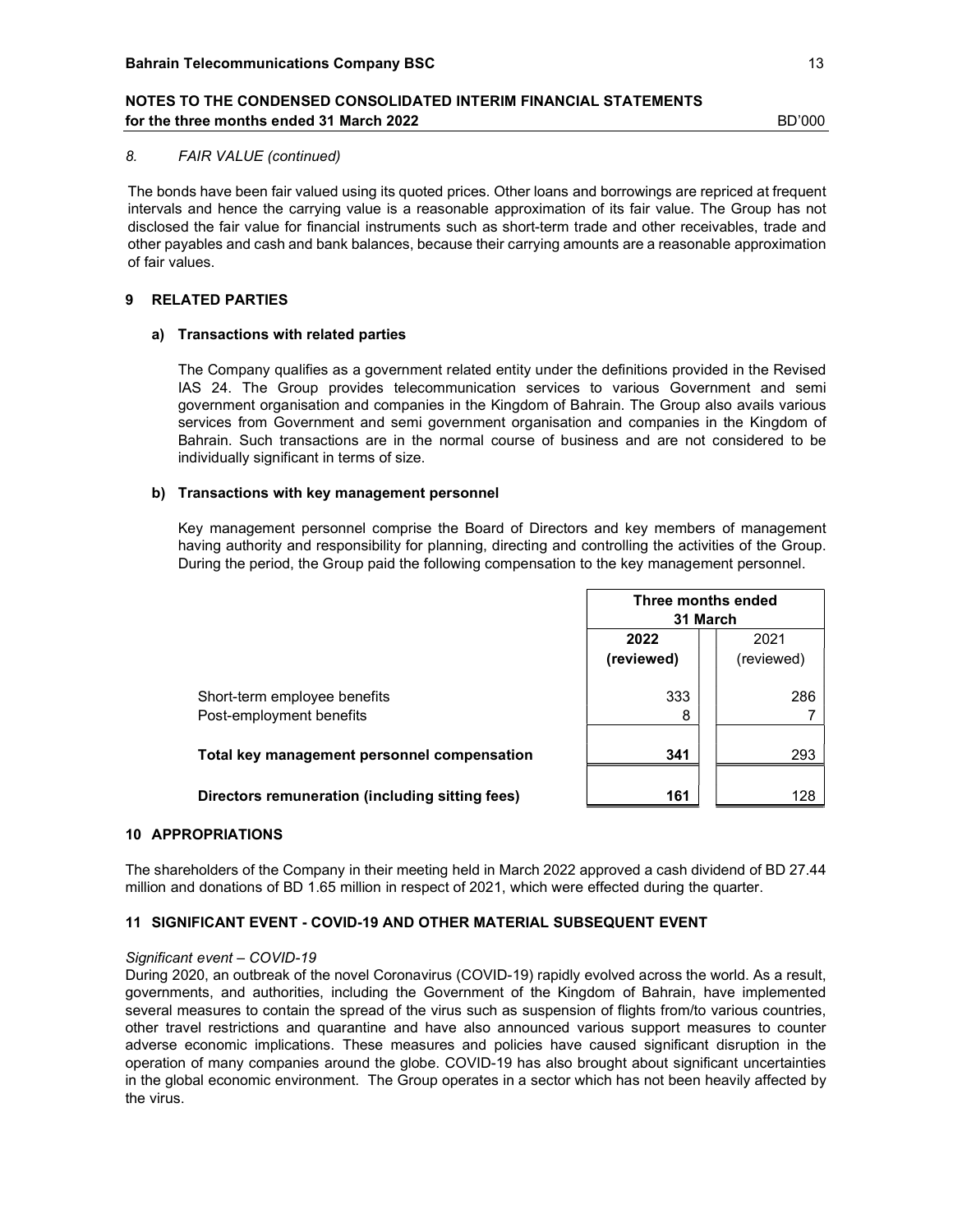*8. FAIR VALUE (continued)*

The bonds have been fair valued using its quoted prices. Other loans and borrowings are repriced at frequent intervals and hence the carrying value is a reasonable approximation of its fair value. The Group has not disclosed the fair value for financial instruments such as short-term trade and other receivables, trade and other payables and cash and bank balances, because their carrying amounts are a reasonable approximation of fair values.

## 9 RELATED PARTIES

### a) Transactions with related parties

The Company qualifies as a government related entity under the definitions provided in the Revised IAS 24. The Group provides telecommunication services to various Government and semi government organisation and companies in the Kingdom of Bahrain. The Group also avails various services from Government and semi government organisation and companies in the Kingdom of Bahrain. Such transactions are in the normal course of business and are not considered to be individually significant in terms of size.

### b) Transactions with key management personnel

Key management personnel comprise the Board of Directors and key members of management having authority and responsibility for planning, directing and controlling the activities of the Group. During the period, the Group paid the following compensation to the key management personnel.

| | Three months ended 31 March | |
|---|---|---|
| | **2022 (reviewed)** | 2021 (reviewed) |
| Short-term employee benefits | 333 | 286 |
| Post-employment benefits | 8 | 7 |
| **Total key management personnel compensation** | **341** | 293 |
| **Directors remuneration (including sitting fees)** | **161** | 128 |

## 10 APPROPRIATIONS

The shareholders of the Company in their meeting held in March 2022 approved a cash dividend of BD 27.44 million and donations of BD 1.65 million in respect of 2021, which were effected during the quarter.

## 11 SIGNIFICANT EVENT - COVID-19 AND OTHER MATERIAL SUBSEQUENT EVENT

*Significant event – COVID-19*

During 2020, an outbreak of the novel Coronavirus (COVID-19) rapidly evolved across the world. As a result, governments, and authorities, including the Government of the Kingdom of Bahrain, have implemented several measures to contain the spread of the virus such as suspension of flights from/to various countries, other travel restrictions and quarantine and have also announced various support measures to counter adverse economic implications. These measures and policies have caused significant disruption in the operation of many companies around the globe. COVID-19 has also brought about significant uncertainties in the global economic environment. The Group operates in a sector which has not been heavily affected by the virus.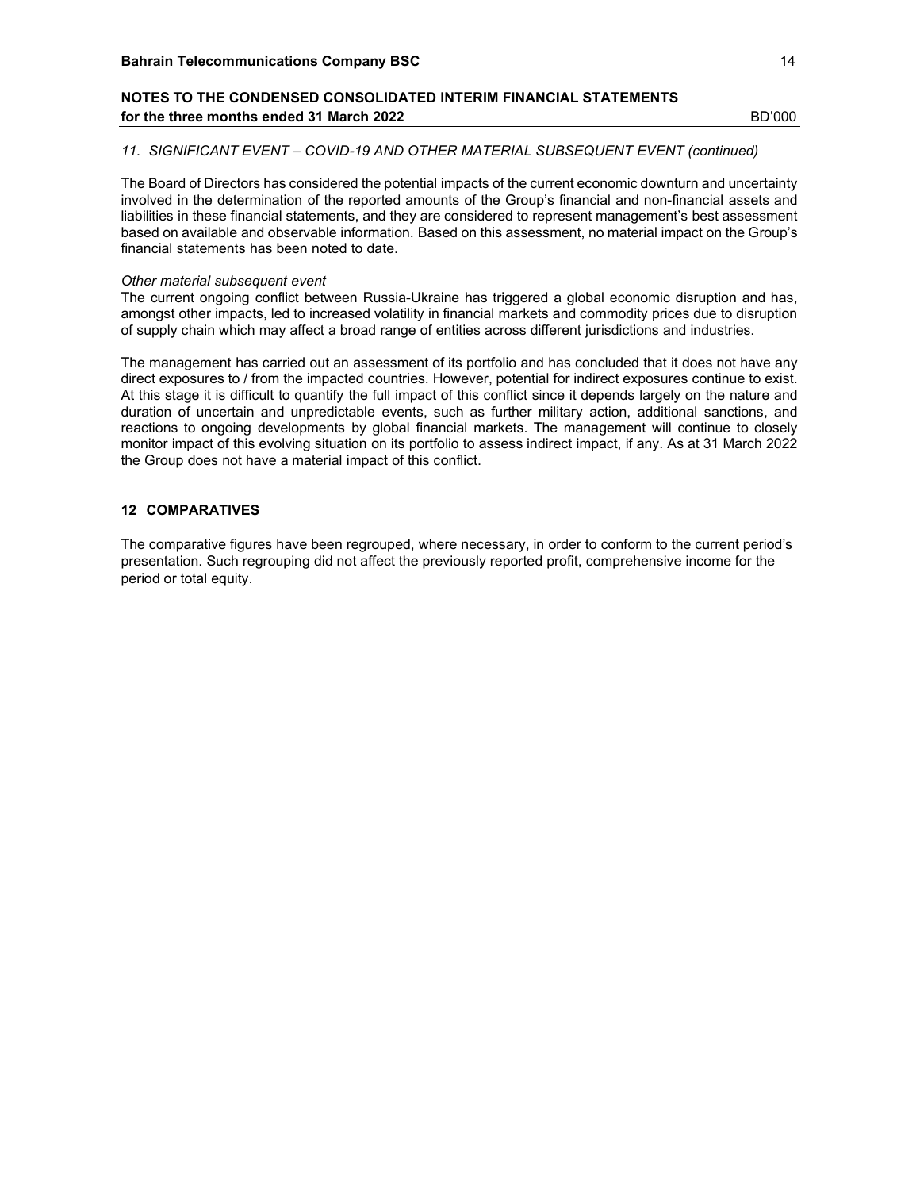*11. SIGNIFICANT EVENT – COVID-19 AND OTHER MATERIAL SUBSEQUENT EVENT (continued)*

The Board of Directors has considered the potential impacts of the current economic downturn and uncertainty involved in the determination of the reported amounts of the Group's financial and non-financial assets and liabilities in these financial statements, and they are considered to represent management's best assessment based on available and observable information. Based on this assessment, no material impact on the Group's financial statements has been noted to date.

*Other material subsequent event*

The current ongoing conflict between Russia-Ukraine has triggered a global economic disruption and has, amongst other impacts, led to increased volatility in financial markets and commodity prices due to disruption of supply chain which may affect a broad range of entities across different jurisdictions and industries.

The management has carried out an assessment of its portfolio and has concluded that it does not have any direct exposures to / from the impacted countries. However, potential for indirect exposures continue to exist. At this stage it is difficult to quantify the full impact of this conflict since it depends largely on the nature and duration of uncertain and unpredictable events, such as further military action, additional sanctions, and reactions to ongoing developments by global financial markets. The management will continue to closely monitor impact of this evolving situation on its portfolio to assess indirect impact, if any. As at 31 March 2022 the Group does not have a material impact of this conflict.

## 12 COMPARATIVES

The comparative figures have been regrouped, where necessary, in order to conform to the current period's presentation. Such regrouping did not affect the previously reported profit, comprehensive income for the period or total equity.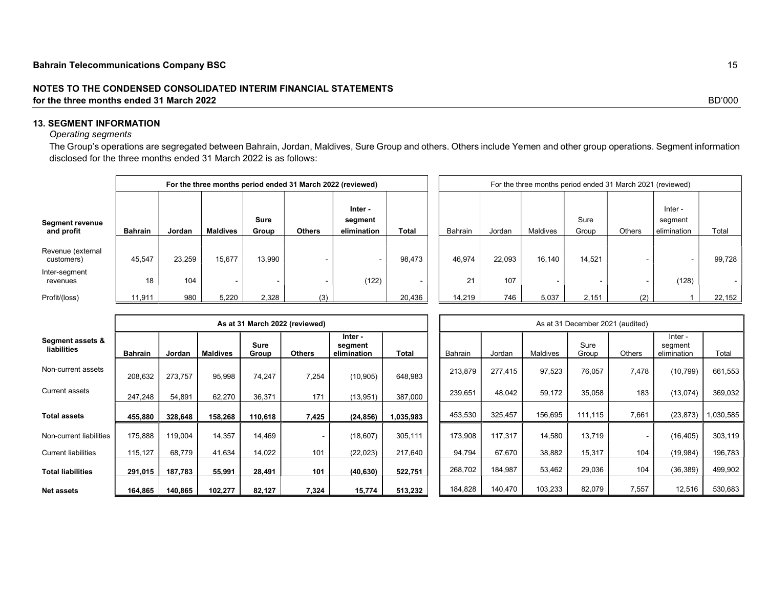## 13. SEGMENT INFORMATION

*Operating segments*

The Group's operations are segregated between Bahrain, Jordan, Maldives, Sure Group and others. Others include Yemen and other group operations. Segment information disclosed for the three months ended 31 March 2022 is as follows:

BD'000

| Segment revenue and profit | For the three months period ended 31 March 2022 (reviewed) | | | | | | | For the three months period ended 31 March 2021 (reviewed) | | | | | | |
|---|---|---|---|---|---|---|---|---|---|---|---|---|---|---|
| | Bahrain | Jordan | Maldives | Sure Group | Others | Inter - segment elimination | Total | Bahrain | Jordan | Maldives | Sure Group | Others | Inter - segment elimination | Total |
| Revenue (external customers) | 45,547 | 23,259 | 15,677 | 13,990 | - | - | 98,473 | 46,974 | 22,093 | 16,140 | 14,521 | - | - | 99,728 |
| Inter-segment revenues | 18 | 104 | - | - | - | (122) | - | 21 | 107 | - | - | - | (128) | - |
| Profit/(loss) | 11,911 | 980 | 5,220 | 2,328 | (3) | | 20,436 | 14,219 | 746 | 5,037 | 2,151 | (2) | 1 | 22,152 |

| Segment assets & liabilities | As at 31 March 2022 (reviewed) | | | | | | | As at 31 December 2021 (audited) | | | | | | |
|---|---|---|---|---|---|---|---|---|---|---|---|---|---|---|
| | Bahrain | Jordan | Maldives | Sure Group | Others | Inter - segment elimination | Total | Bahrain | Jordan | Maldives | Sure Group | Others | Inter - segment elimination | Total |
| Non-current assets | 208,632 | 273,757 | 95,998 | 74,247 | 7,254 | (10,905) | 648,983 | 213,879 | 277,415 | 97,523 | 76,057 | 7,478 | (10,799) | 661,553 |
| Current assets | 247,248 | 54,891 | 62,270 | 36,371 | 171 | (13,951) | 387,000 | 239,651 | 48,042 | 59,172 | 35,058 | 183 | (13,074) | 369,032 |
| **Total assets** | **455,880** | **328,648** | **158,268** | **110,618** | **7,425** | **(24,856)** | **1,035,983** | 453,530 | 325,457 | 156,695 | 111,115 | 7,661 | (23,873) | 1,030,585 |
| Non-current liabilities | 175,888 | 119,004 | 14,357 | 14,469 | - | (18,607) | 305,111 | 173,908 | 117,317 | 14,580 | 13,719 | - | (16,405) | 303,119 |
| Current liabilities | 115,127 | 68,779 | 41,634 | 14,022 | 101 | (22,023) | 217,640 | 94,794 | 67,670 | 38,882 | 15,317 | 104 | (19,984) | 196,783 |
| **Total liabilities** | **291,015** | **187,783** | **55,991** | **28,491** | **101** | **(40,630)** | **522,751** | 268,702 | 184,987 | 53,462 | 29,036 | 104 | (36,389) | 499,902 |
| **Net assets** | **164,865** | **140,865** | **102,277** | **82,127** | **7,324** | **15,774** | **513,232** | 184,828 | 140,470 | 103,233 | 82,079 | 7,557 | 12,516 | 530,683 |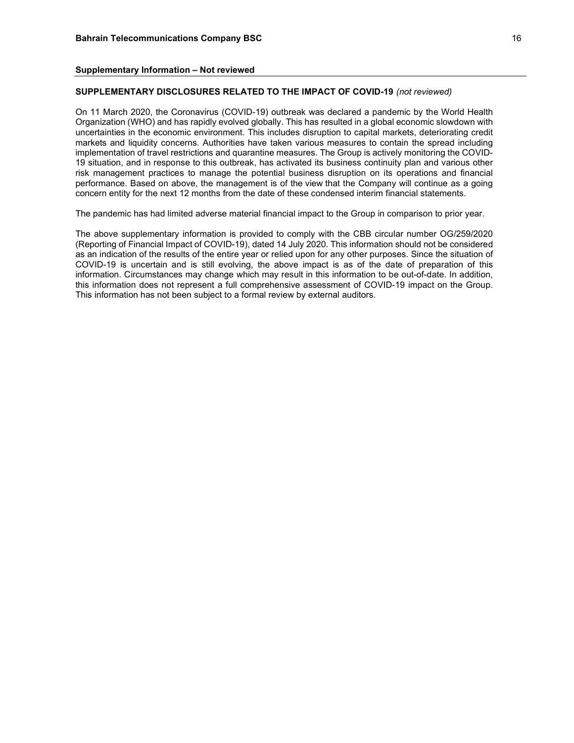## Supplementary Information – Not reviewed

### SUPPLEMENTARY DISCLOSURES RELATED TO THE IMPACT OF COVID-19 *(not reviewed)*

On 11 March 2020, the Coronavirus (COVID-19) outbreak was declared a pandemic by the World Health Organization (WHO) and has rapidly evolved globally. This has resulted in a global economic slowdown with uncertainties in the economic environment. This includes disruption to capital markets, deteriorating credit markets and liquidity concerns. Authorities have taken various measures to contain the spread including implementation of travel restrictions and quarantine measures. The Group is actively monitoring the COVID-19 situation, and in response to this outbreak, has activated its business continuity plan and various other risk management practices to manage the potential business disruption on its operations and financial performance. Based on above, the management is of the view that the Company will continue as a going concern entity for the next 12 months from the date of these condensed interim financial statements.

The pandemic has had limited adverse material financial impact to the Group in comparison to prior year.

The above supplementary information is provided to comply with the CBB circular number OG/259/2020 (Reporting of Financial Impact of COVID-19), dated 14 July 2020. This information should not be considered as an indication of the results of the entire year or relied upon for any other purposes. Since the situation of COVID-19 is uncertain and is still evolving, the above impact is as of the date of preparation of this information. Circumstances may change which may result in this information to be out-of-date. In addition, this information does not represent a full comprehensive assessment of COVID-19 impact on the Group. This information has not been subject to a formal review by external auditors.